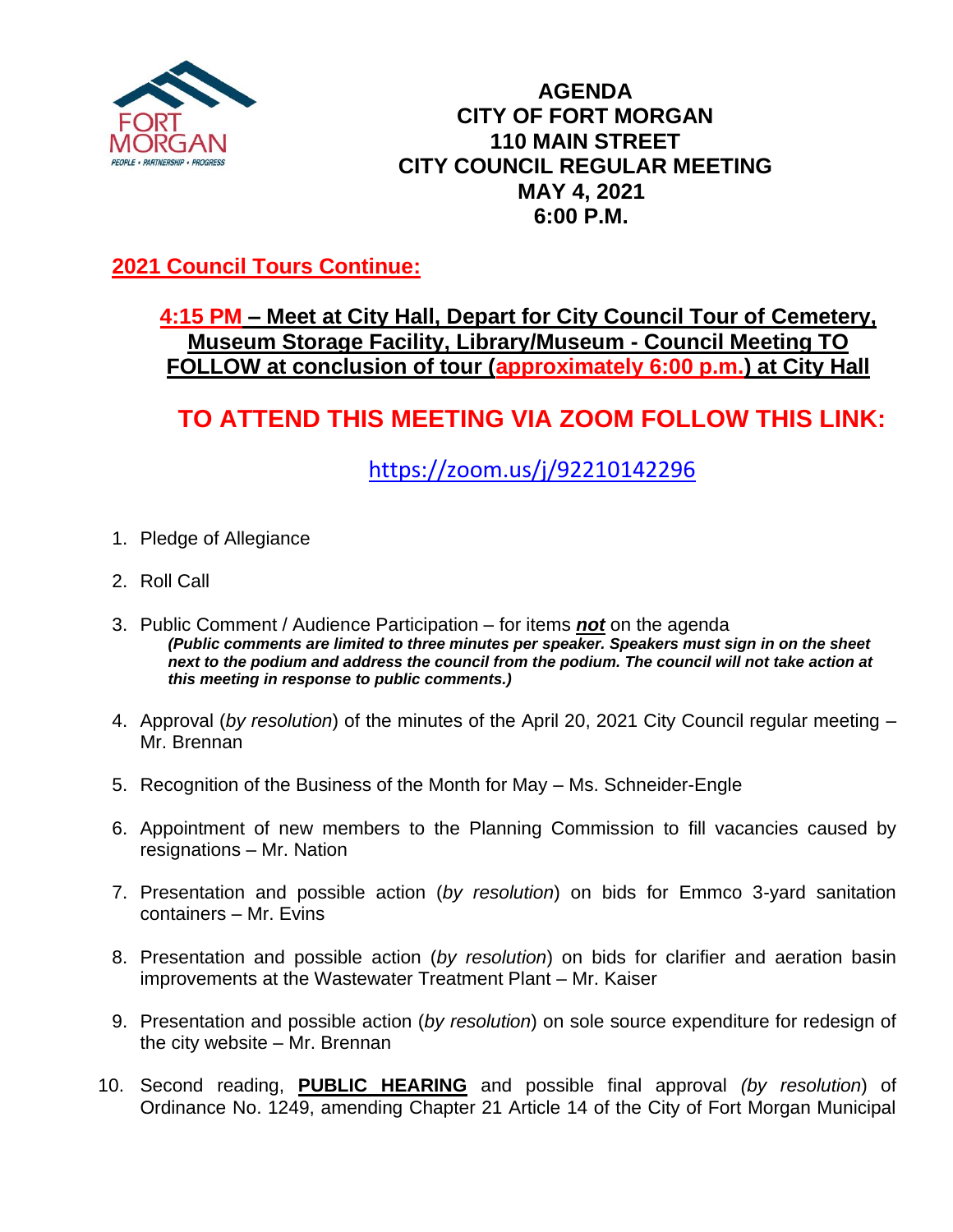# AGENDA
# CITY OF FORT MORGAN
# 110 MAIN STREET
# CITY COUNCIL REGULAR MEETING
# MAY 4, 2021
# 6:00 P.M.

**2021 Council Tours Continue:**

**4:15 PM – Meet at City Hall, Depart for City Council Tour of Cemetery, Museum Storage Facility, Library/Museum - Council Meeting TO FOLLOW at conclusion of tour (approximately 6:00 p.m.) at City Hall**

## TO ATTEND THIS MEETING VIA ZOOM FOLLOW THIS LINK:

https://zoom.us/j/92210142296

1. Pledge of Allegiance

2. Roll Call

3. Public Comment / Audience Participation – for items ***not*** on the agenda
   ***(Public comments are limited to three minutes per speaker. Speakers must sign in on the sheet next to the podium and address the council from the podium. The council will not take action at this meeting in response to public comments.)***

4. Approval (*by resolution*) of the minutes of the April 20, 2021 City Council regular meeting – Mr. Brennan

5. Recognition of the Business of the Month for May – Ms. Schneider-Engle

6. Appointment of new members to the Planning Commission to fill vacancies caused by resignations – Mr. Nation

7. Presentation and possible action (*by resolution*) on bids for Emmco 3-yard sanitation containers – Mr. Evins

8. Presentation and possible action (*by resolution*) on bids for clarifier and aeration basin improvements at the Wastewater Treatment Plant – Mr. Kaiser

9. Presentation and possible action (*by resolution*) on sole source expenditure for redesign of the city website – Mr. Brennan

10. Second reading, **PUBLIC HEARING** and possible final approval *(by resolution*) of Ordinance No. 1249, amending Chapter 21 Article 14 of the City of Fort Morgan Municipal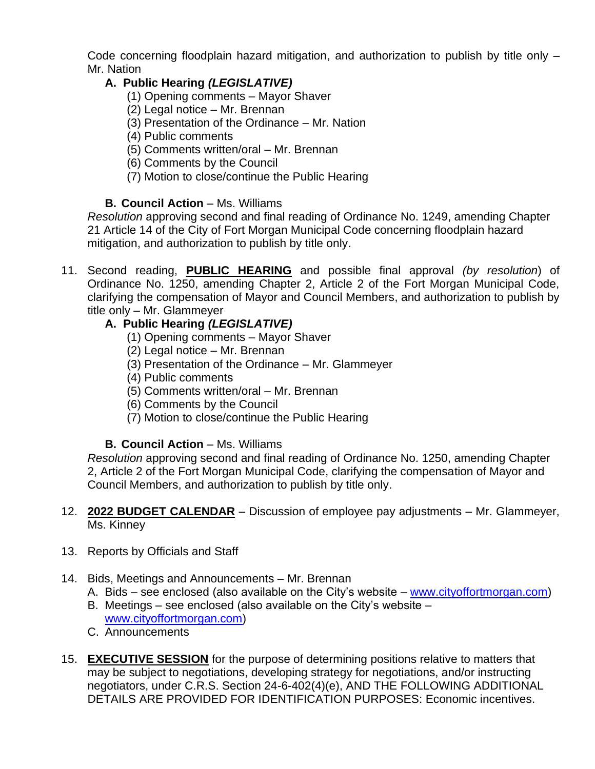Code concerning floodplain hazard mitigation, and authorization to publish by title only – Mr. Nation

**A. Public Hearing *(LEGISLATIVE)***

(1) Opening comments – Mayor Shaver
(2) Legal notice – Mr. Brennan
(3) Presentation of the Ordinance – Mr. Nation
(4) Public comments
(5) Comments written/oral – Mr. Brennan
(6) Comments by the Council
(7) Motion to close/continue the Public Hearing

**B. Council Action** – Ms. Williams

*Resolution* approving second and final reading of Ordinance No. 1249, amending Chapter 21 Article 14 of the City of Fort Morgan Municipal Code concerning floodplain hazard mitigation, and authorization to publish by title only.

11. Second reading, **PUBLIC HEARING** and possible final approval *(by resolution*) of Ordinance No. 1250, amending Chapter 2, Article 2 of the Fort Morgan Municipal Code, clarifying the compensation of Mayor and Council Members, and authorization to publish by title only – Mr. Glammeyer

**A. Public Hearing *(LEGISLATIVE)***

(1) Opening comments – Mayor Shaver
(2) Legal notice – Mr. Brennan
(3) Presentation of the Ordinance – Mr. Glammeyer
(4) Public comments
(5) Comments written/oral – Mr. Brennan
(6) Comments by the Council
(7) Motion to close/continue the Public Hearing

**B. Council Action** – Ms. Williams

*Resolution* approving second and final reading of Ordinance No. 1250, amending Chapter 2, Article 2 of the Fort Morgan Municipal Code, clarifying the compensation of Mayor and Council Members, and authorization to publish by title only.

12. **2022 BUDGET CALENDAR** – Discussion of employee pay adjustments – Mr. Glammeyer, Ms. Kinney

13. Reports by Officials and Staff

14. Bids, Meetings and Announcements – Mr. Brennan
    A. Bids – see enclosed (also available on the City's website – www.cityoffortmorgan.com)
    B. Meetings – see enclosed (also available on the City's website – www.cityoffortmorgan.com)
    C. Announcements

15. **EXECUTIVE SESSION** for the purpose of determining positions relative to matters that may be subject to negotiations, developing strategy for negotiations, and/or instructing negotiators, under C.R.S. Section 24-6-402(4)(e), AND THE FOLLOWING ADDITIONAL DETAILS ARE PROVIDED FOR IDENTIFICATION PURPOSES: Economic incentives.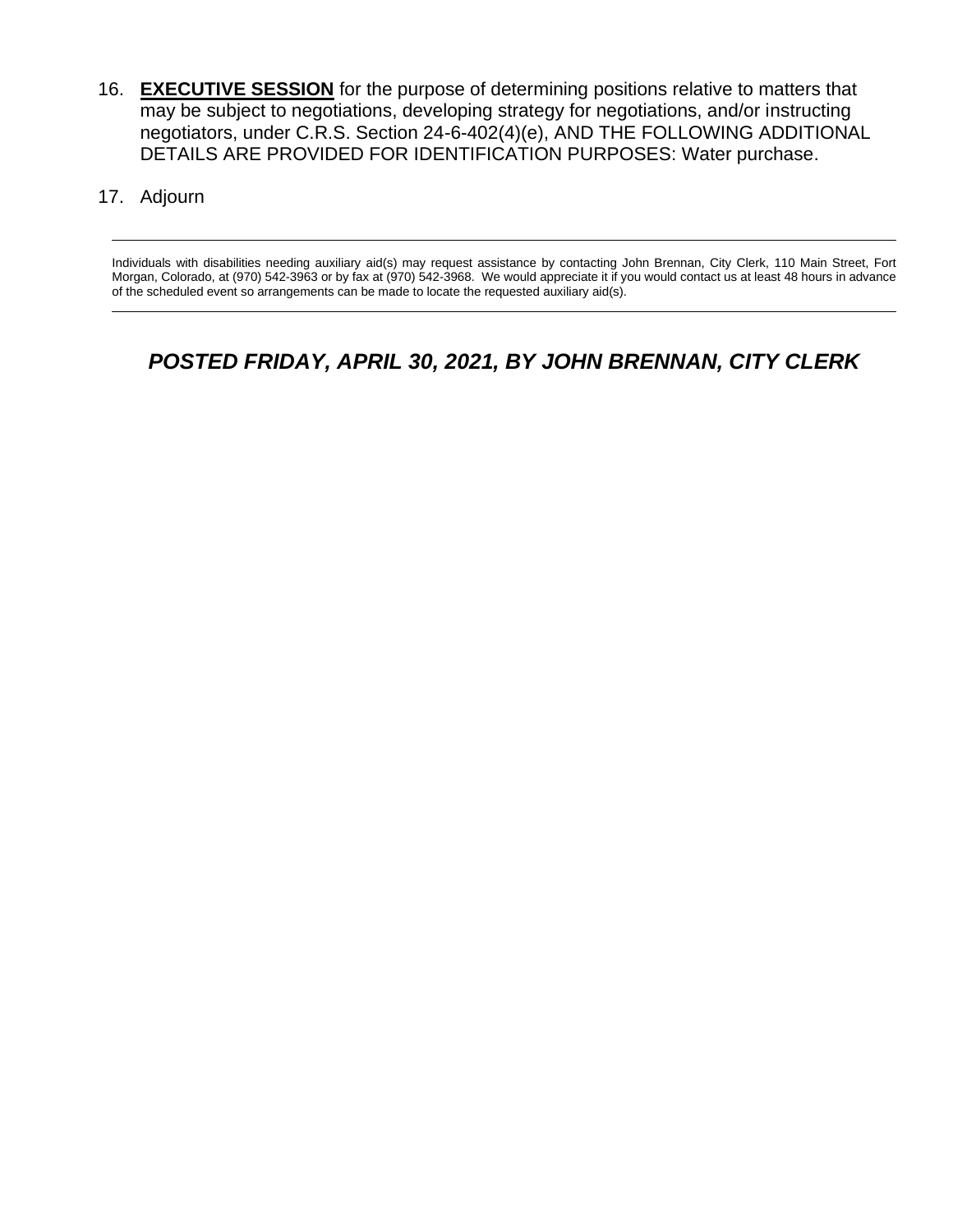16. **EXECUTIVE SESSION** for the purpose of determining positions relative to matters that may be subject to negotiations, developing strategy for negotiations, and/or instructing negotiators, under C.R.S. Section 24-6-402(4)(e), AND THE FOLLOWING ADDITIONAL DETAILS ARE PROVIDED FOR IDENTIFICATION PURPOSES: Water purchase.

17. Adjourn

---

Individuals with disabilities needing auxiliary aid(s) may request assistance by contacting John Brennan, City Clerk, 110 Main Street, Fort Morgan, Colorado, at (970) 542-3963 or by fax at (970) 542-3968. We would appreciate it if you would contact us at least 48 hours in advance of the scheduled event so arrangements can be made to locate the requested auxiliary aid(s).

---

***POSTED FRIDAY, APRIL 30, 2021, BY JOHN BRENNAN, CITY CLERK***